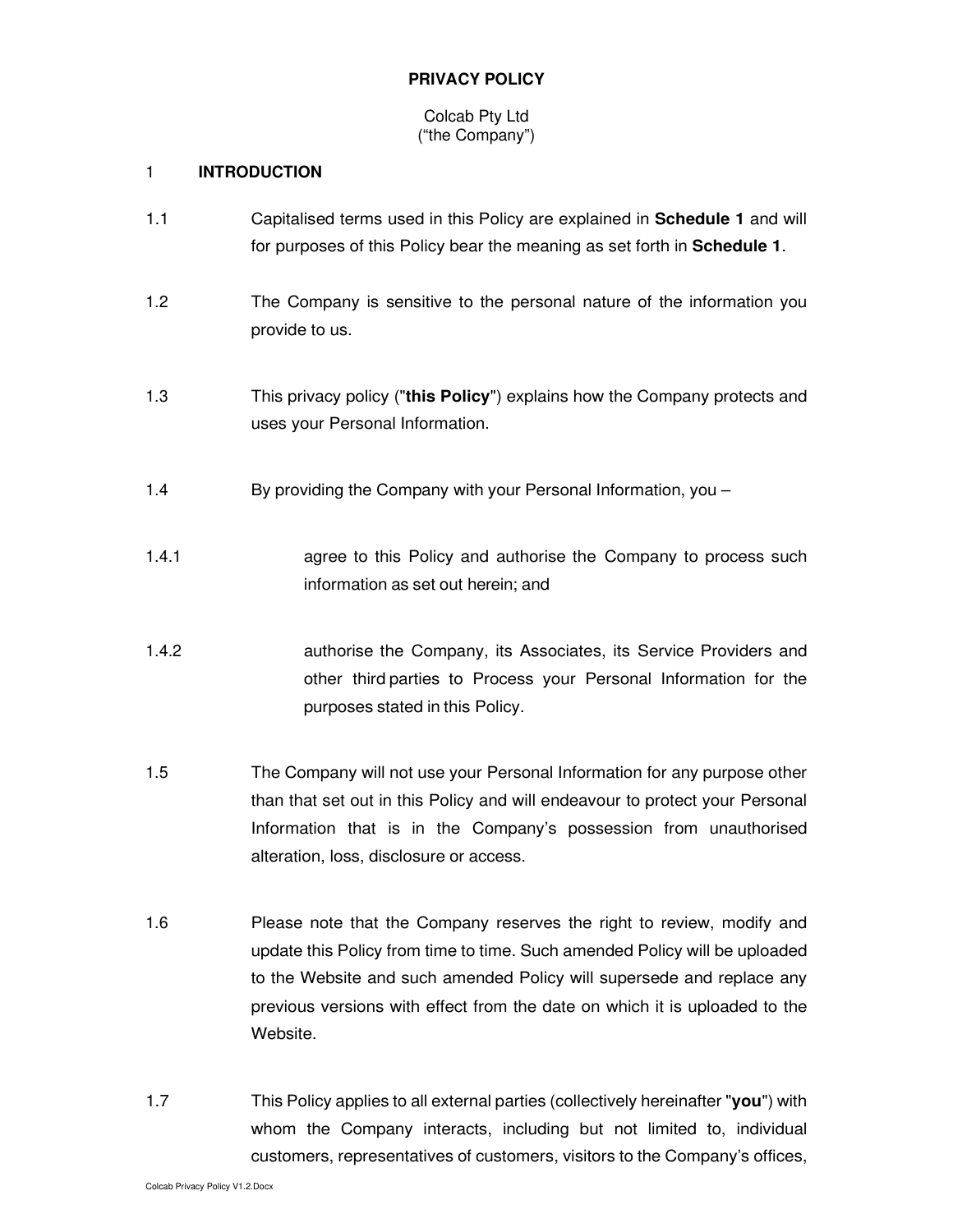# PRIVACY POLICY

Colcab Pty Ltd
("the Company")

## 1 INTRODUCTION

1.1 Capitalised terms used in this Policy are explained in **Schedule 1** and will for purposes of this Policy bear the meaning as set forth in **Schedule 1**.

1.2 The Company is sensitive to the personal nature of the information you provide to us.

1.3 This privacy policy ("**this Policy**") explains how the Company protects and uses your Personal Information.

1.4 By providing the Company with your Personal Information, you –

1.4.1 agree to this Policy and authorise the Company to process such information as set out herein; and

1.4.2 authorise the Company, its Associates, its Service Providers and other third parties to Process your Personal Information for the purposes stated in this Policy.

1.5 The Company will not use your Personal Information for any purpose other than that set out in this Policy and will endeavour to protect your Personal Information that is in the Company's possession from unauthorised alteration, loss, disclosure or access.

1.6 Please note that the Company reserves the right to review, modify and update this Policy from time to time. Such amended Policy will be uploaded to the Website and such amended Policy will supersede and replace any previous versions with effect from the date on which it is uploaded to the Website.

1.7 This Policy applies to all external parties (collectively hereinafter "**you**") with whom the Company interacts, including but not limited to, individual customers, representatives of customers, visitors to the Company's offices,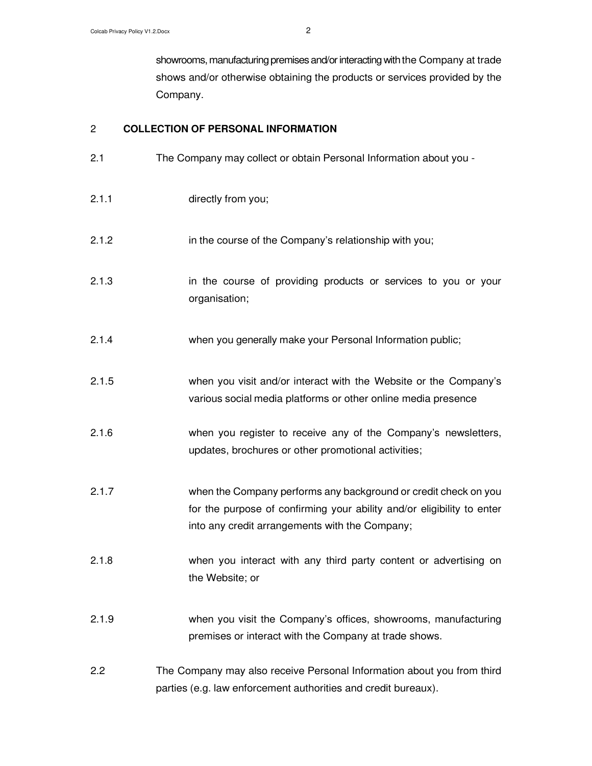showrooms, manufacturing premises and/or interacting with the Company at trade shows and/or otherwise obtaining the products or services provided by the Company.

## 2 COLLECTION OF PERSONAL INFORMATION

2.1 The Company may collect or obtain Personal Information about you -

2.1.1 directly from you;

2.1.2 in the course of the Company's relationship with you;

2.1.3 in the course of providing products or services to you or your organisation;

2.1.4 when you generally make your Personal Information public;

2.1.5 when you visit and/or interact with the Website or the Company's various social media platforms or other online media presence

2.1.6 when you register to receive any of the Company's newsletters, updates, brochures or other promotional activities;

2.1.7 when the Company performs any background or credit check on you for the purpose of confirming your ability and/or eligibility to enter into any credit arrangements with the Company;

2.1.8 when you interact with any third party content or advertising on the Website; or

2.1.9 when you visit the Company's offices, showrooms, manufacturing premises or interact with the Company at trade shows.

2.2 The Company may also receive Personal Information about you from third parties (e.g. law enforcement authorities and credit bureaux).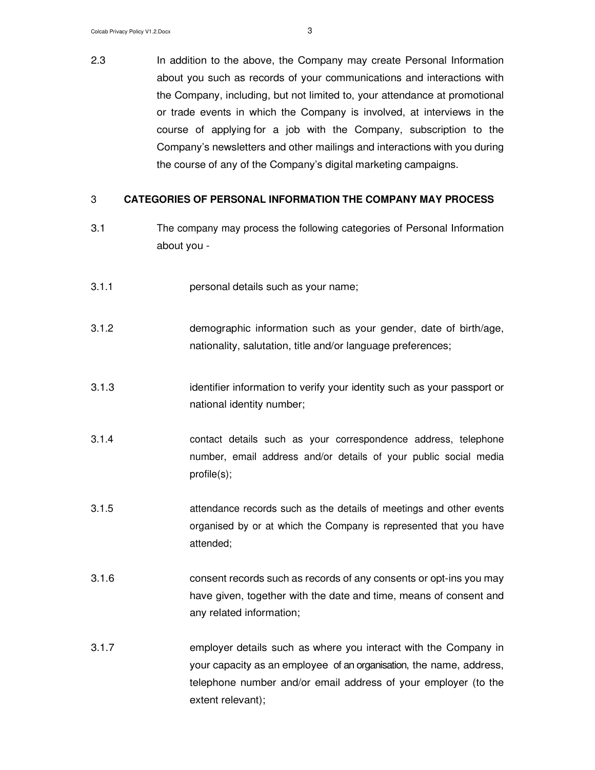2.3 In addition to the above, the Company may create Personal Information about you such as records of your communications and interactions with the Company, including, but not limited to, your attendance at promotional or trade events in which the Company is involved, at interviews in the course of applying for a job with the Company, subscription to the Company's newsletters and other mailings and interactions with you during the course of any of the Company's digital marketing campaigns.

## 3 CATEGORIES OF PERSONAL INFORMATION THE COMPANY MAY PROCESS

3.1 The company may process the following categories of Personal Information about you -

3.1.1 personal details such as your name;

3.1.2 demographic information such as your gender, date of birth/age, nationality, salutation, title and/or language preferences;

3.1.3 identifier information to verify your identity such as your passport or national identity number;

3.1.4 contact details such as your correspondence address, telephone number, email address and/or details of your public social media profile(s);

3.1.5 attendance records such as the details of meetings and other events organised by or at which the Company is represented that you have attended;

3.1.6 consent records such as records of any consents or opt-ins you may have given, together with the date and time, means of consent and any related information;

3.1.7 employer details such as where you interact with the Company in your capacity as an employee of an organisation, the name, address, telephone number and/or email address of your employer (to the extent relevant);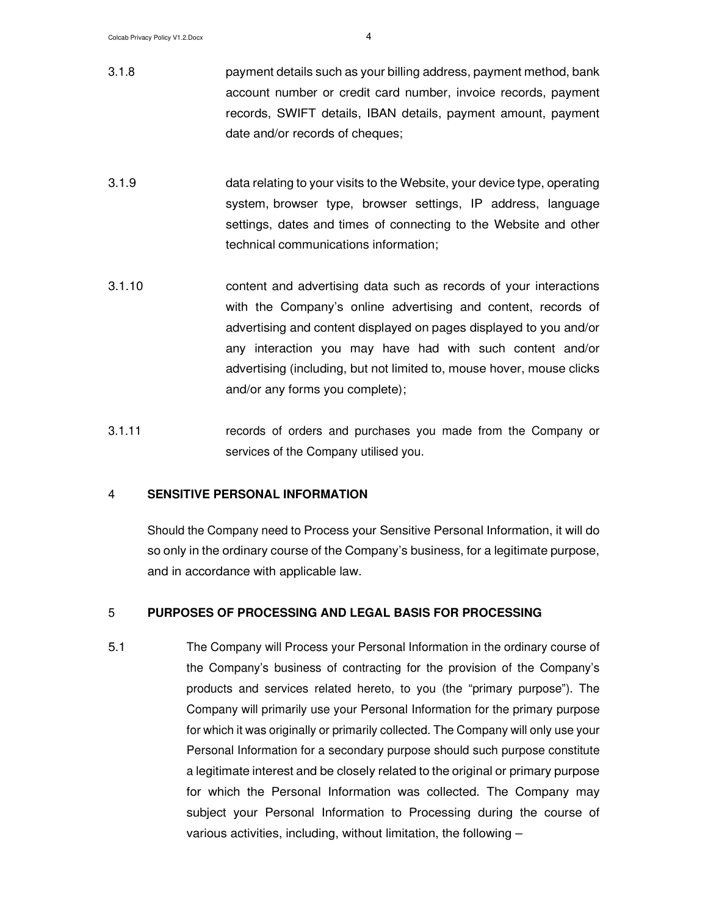3.1.8 payment details such as your billing address, payment method, bank account number or credit card number, invoice records, payment records, SWIFT details, IBAN details, payment amount, payment date and/or records of cheques;

3.1.9 data relating to your visits to the Website, your device type, operating system, browser type, browser settings, IP address, language settings, dates and times of connecting to the Website and other technical communications information;

3.1.10 content and advertising data such as records of your interactions with the Company's online advertising and content, records of advertising and content displayed on pages displayed to you and/or any interaction you may have had with such content and/or advertising (including, but not limited to, mouse hover, mouse clicks and/or any forms you complete);

3.1.11 records of orders and purchases you made from the Company or services of the Company utilised you.

## 4 SENSITIVE PERSONAL INFORMATION

Should the Company need to Process your Sensitive Personal Information, it will do so only in the ordinary course of the Company's business, for a legitimate purpose, and in accordance with applicable law.

## 5 PURPOSES OF PROCESSING AND LEGAL BASIS FOR PROCESSING

5.1 The Company will Process your Personal Information in the ordinary course of the Company's business of contracting for the provision of the Company's products and services related hereto, to you (the "primary purpose"). The Company will primarily use your Personal Information for the primary purpose for which it was originally or primarily collected. The Company will only use your Personal Information for a secondary purpose should such purpose constitute a legitimate interest and be closely related to the original or primary purpose for which the Personal Information was collected. The Company may subject your Personal Information to Processing during the course of various activities, including, without limitation, the following –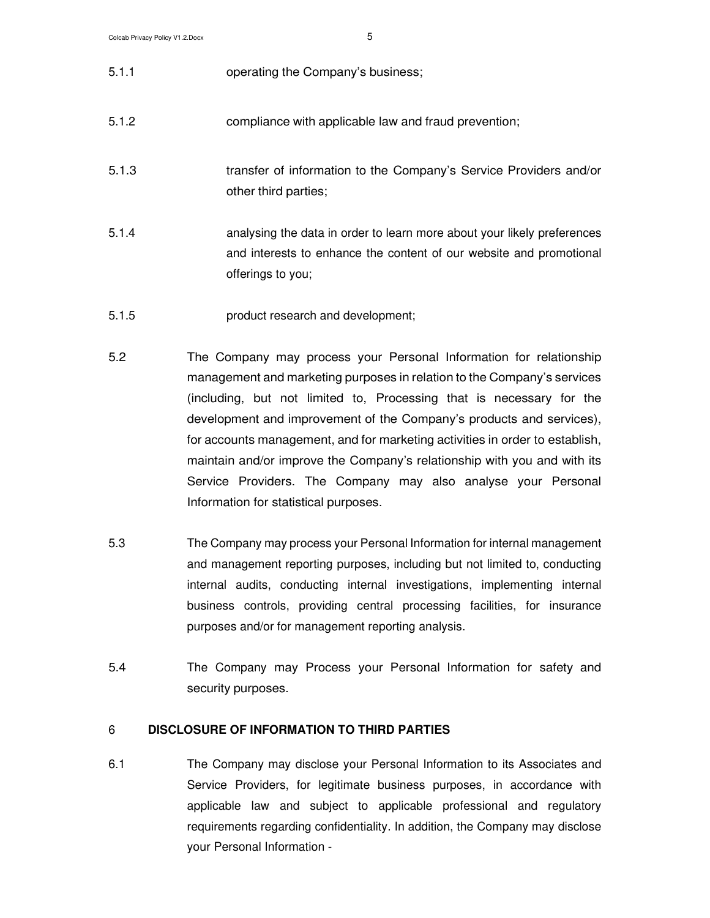5.1.1 operating the Company's business;

5.1.2 compliance with applicable law and fraud prevention;

5.1.3 transfer of information to the Company's Service Providers and/or other third parties;

5.1.4 analysing the data in order to learn more about your likely preferences and interests to enhance the content of our website and promotional offerings to you;

5.1.5 product research and development;

5.2 The Company may process your Personal Information for relationship management and marketing purposes in relation to the Company's services (including, but not limited to, Processing that is necessary for the development and improvement of the Company's products and services), for accounts management, and for marketing activities in order to establish, maintain and/or improve the Company's relationship with you and with its Service Providers. The Company may also analyse your Personal Information for statistical purposes.

5.3 The Company may process your Personal Information for internal management and management reporting purposes, including but not limited to, conducting internal audits, conducting internal investigations, implementing internal business controls, providing central processing facilities, for insurance purposes and/or for management reporting analysis.

5.4 The Company may Process your Personal Information for safety and security purposes.

## 6 DISCLOSURE OF INFORMATION TO THIRD PARTIES

6.1 The Company may disclose your Personal Information to its Associates and Service Providers, for legitimate business purposes, in accordance with applicable law and subject to applicable professional and regulatory requirements regarding confidentiality. In addition, the Company may disclose your Personal Information -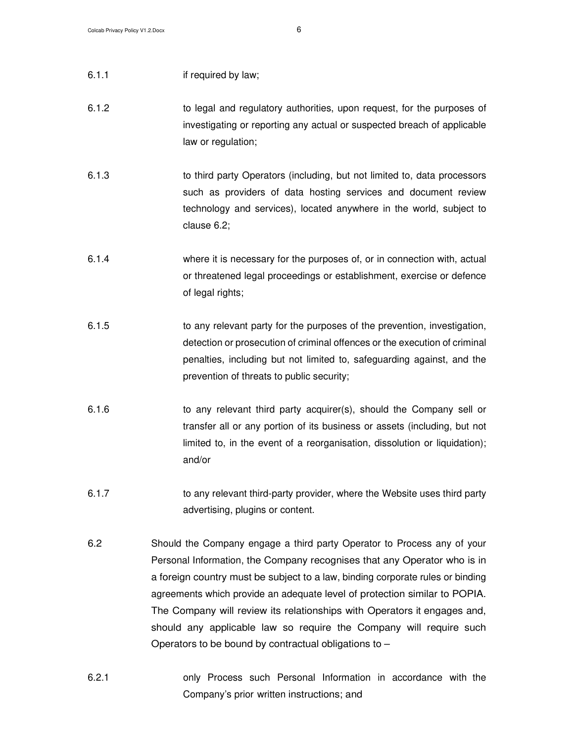6.1.1 if required by law;

6.1.2 to legal and regulatory authorities, upon request, for the purposes of investigating or reporting any actual or suspected breach of applicable law or regulation;

6.1.3 to third party Operators (including, but not limited to, data processors such as providers of data hosting services and document review technology and services), located anywhere in the world, subject to clause 6.2;

6.1.4 where it is necessary for the purposes of, or in connection with, actual or threatened legal proceedings or establishment, exercise or defence of legal rights;

6.1.5 to any relevant party for the purposes of the prevention, investigation, detection or prosecution of criminal offences or the execution of criminal penalties, including but not limited to, safeguarding against, and the prevention of threats to public security;

6.1.6 to any relevant third party acquirer(s), should the Company sell or transfer all or any portion of its business or assets (including, but not limited to, in the event of a reorganisation, dissolution or liquidation); and/or

6.1.7 to any relevant third-party provider, where the Website uses third party advertising, plugins or content.

6.2 Should the Company engage a third party Operator to Process any of your Personal Information, the Company recognises that any Operator who is in a foreign country must be subject to a law, binding corporate rules or binding agreements which provide an adequate level of protection similar to POPIA. The Company will review its relationships with Operators it engages and, should any applicable law so require the Company will require such Operators to be bound by contractual obligations to –

6.2.1 only Process such Personal Information in accordance with the Company's prior written instructions; and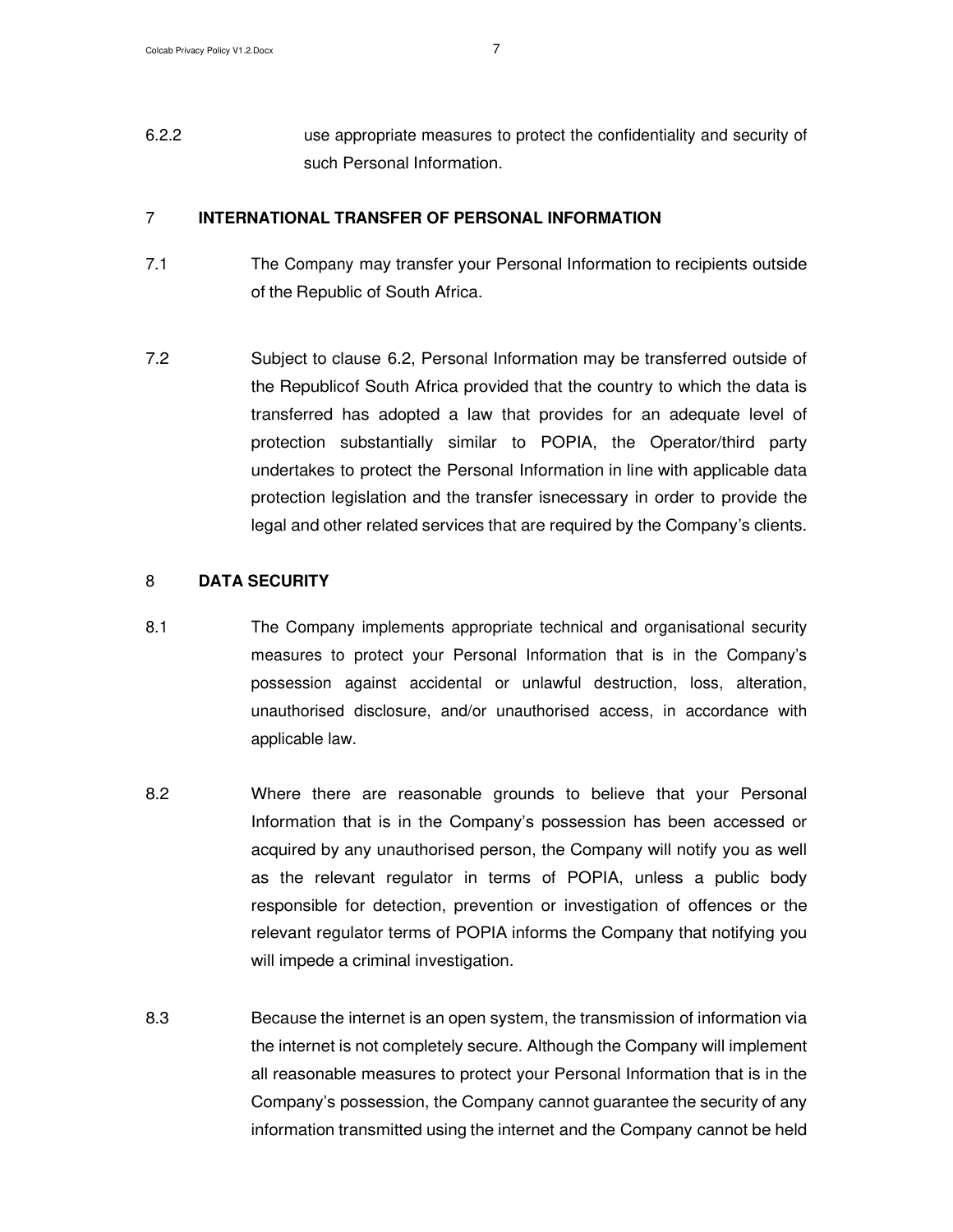6.2.2 use appropriate measures to protect the confidentiality and security of such Personal Information.

## 7 INTERNATIONAL TRANSFER OF PERSONAL INFORMATION

7.1 The Company may transfer your Personal Information to recipients outside of the Republic of South Africa.

7.2 Subject to clause 6.2, Personal Information may be transferred outside of the Republicof South Africa provided that the country to which the data is transferred has adopted a law that provides for an adequate level of protection substantially similar to POPIA, the Operator/third party undertakes to protect the Personal Information in line with applicable data protection legislation and the transfer isnecessary in order to provide the legal and other related services that are required by the Company's clients.

## 8 DATA SECURITY

8.1 The Company implements appropriate technical and organisational security measures to protect your Personal Information that is in the Company's possession against accidental or unlawful destruction, loss, alteration, unauthorised disclosure, and/or unauthorised access, in accordance with applicable law.

8.2 Where there are reasonable grounds to believe that your Personal Information that is in the Company's possession has been accessed or acquired by any unauthorised person, the Company will notify you as well as the relevant regulator in terms of POPIA, unless a public body responsible for detection, prevention or investigation of offences or the relevant regulator terms of POPIA informs the Company that notifying you will impede a criminal investigation.

8.3 Because the internet is an open system, the transmission of information via the internet is not completely secure. Although the Company will implement all reasonable measures to protect your Personal Information that is in the Company's possession, the Company cannot guarantee the security of any information transmitted using the internet and the Company cannot be held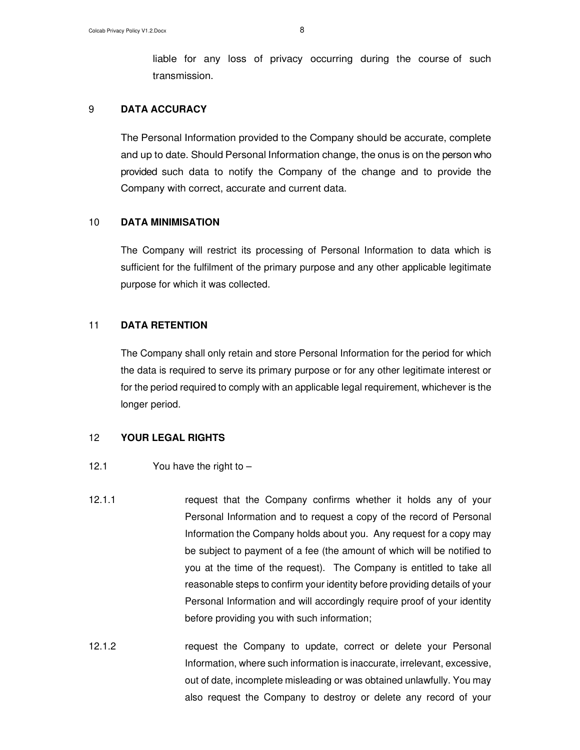liable for any loss of privacy occurring during the course of such transmission.

## 9 DATA ACCURACY

The Personal Information provided to the Company should be accurate, complete and up to date. Should Personal Information change, the onus is on the person who provided such data to notify the Company of the change and to provide the Company with correct, accurate and current data.

## 10 DATA MINIMISATION

The Company will restrict its processing of Personal Information to data which is sufficient for the fulfilment of the primary purpose and any other applicable legitimate purpose for which it was collected.

## 11 DATA RETENTION

The Company shall only retain and store Personal Information for the period for which the data is required to serve its primary purpose or for any other legitimate interest or for the period required to comply with an applicable legal requirement, whichever is the longer period.

## 12 YOUR LEGAL RIGHTS

12.1 You have the right to –

12.1.1 request that the Company confirms whether it holds any of your Personal Information and to request a copy of the record of Personal Information the Company holds about you. Any request for a copy may be subject to payment of a fee (the amount of which will be notified to you at the time of the request). The Company is entitled to take all reasonable steps to confirm your identity before providing details of your Personal Information and will accordingly require proof of your identity before providing you with such information;

12.1.2 request the Company to update, correct or delete your Personal Information, where such information is inaccurate, irrelevant, excessive, out of date, incomplete misleading or was obtained unlawfully. You may also request the Company to destroy or delete any record of your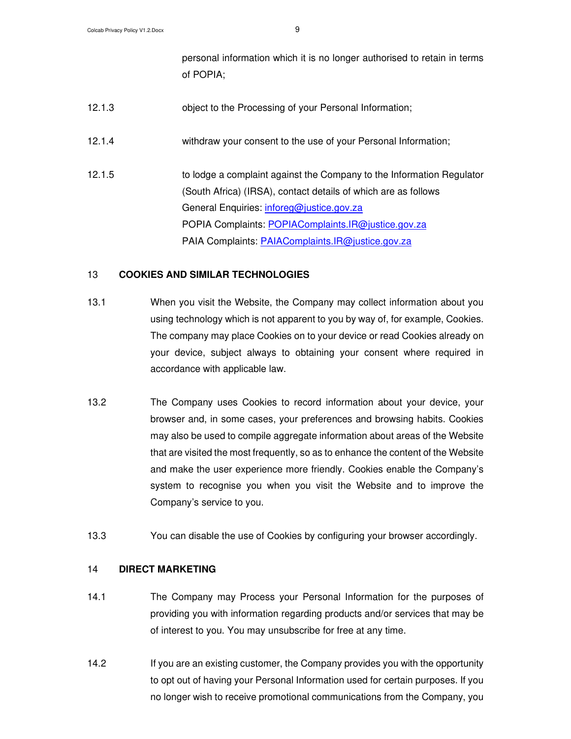personal information which it is no longer authorised to retain in terms of POPIA;

12.1.3 object to the Processing of your Personal Information;

12.1.4 withdraw your consent to the use of your Personal Information;

12.1.5 to lodge a complaint against the Company to the Information Regulator (South Africa) (IRSA), contact details of which are as follows
General Enquiries: inforeg@justice.gov.za
POPIA Complaints: POPIAComplaints.IR@justice.gov.za
PAIA Complaints: PAIAComplaints.IR@justice.gov.za

## 13 COOKIES AND SIMILAR TECHNOLOGIES

13.1 When you visit the Website, the Company may collect information about you using technology which is not apparent to you by way of, for example, Cookies. The company may place Cookies on to your device or read Cookies already on your device, subject always to obtaining your consent where required in accordance with applicable law.

13.2 The Company uses Cookies to record information about your device, your browser and, in some cases, your preferences and browsing habits. Cookies may also be used to compile aggregate information about areas of the Website that are visited the most frequently, so as to enhance the content of the Website and make the user experience more friendly. Cookies enable the Company's system to recognise you when you visit the Website and to improve the Company's service to you.

13.3 You can disable the use of Cookies by configuring your browser accordingly.

## 14 DIRECT MARKETING

14.1 The Company may Process your Personal Information for the purposes of providing you with information regarding products and/or services that may be of interest to you. You may unsubscribe for free at any time.

14.2 If you are an existing customer, the Company provides you with the opportunity to opt out of having your Personal Information used for certain purposes. If you no longer wish to receive promotional communications from the Company, you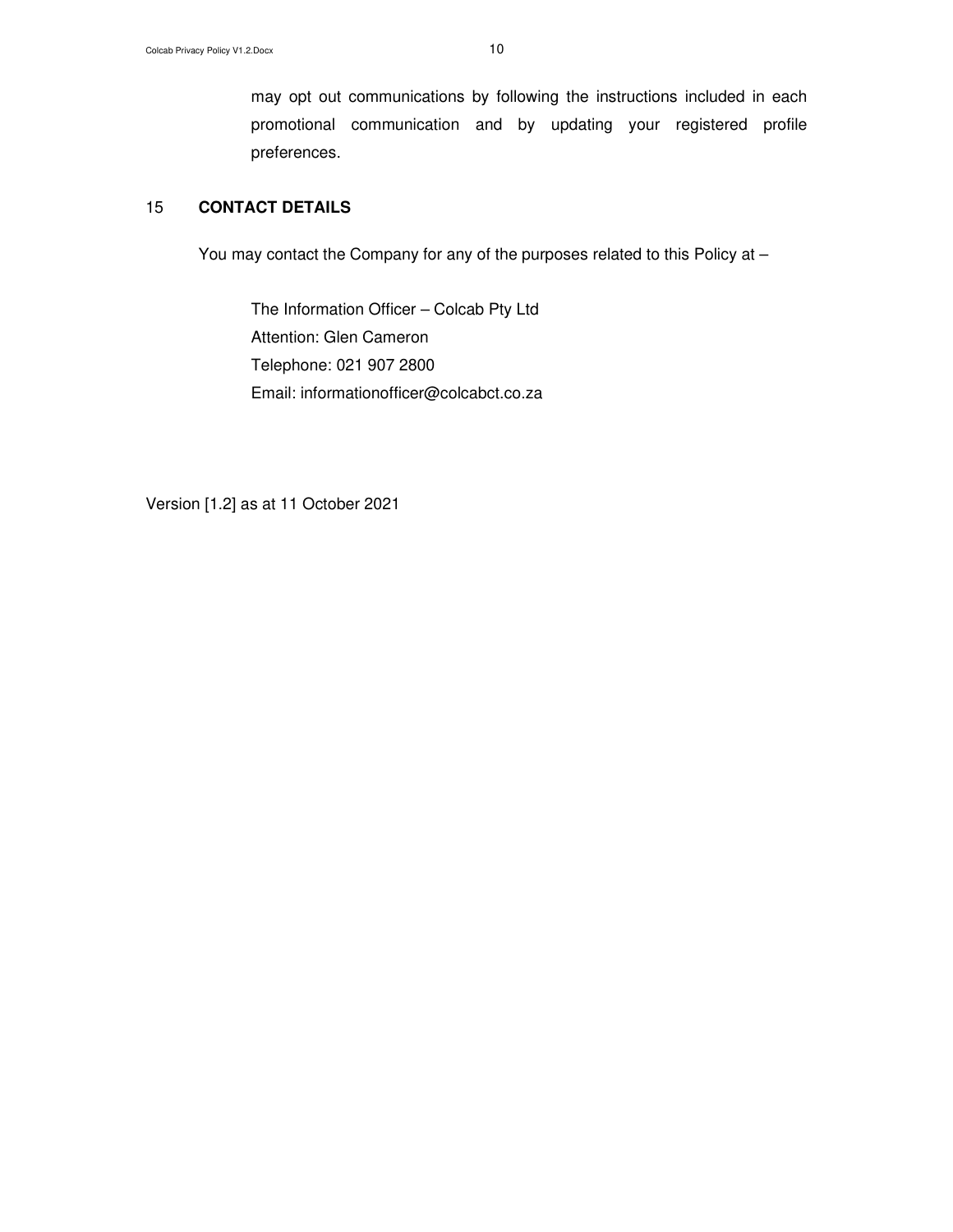may opt out communications by following the instructions included in each promotional communication and by updating your registered profile preferences.

## 15 CONTACT DETAILS

You may contact the Company for any of the purposes related to this Policy at –

The Information Officer – Colcab Pty Ltd
Attention: Glen Cameron
Telephone: 021 907 2800
Email: informationofficer@colcabct.co.za

Version [1.2] as at 11 October 2021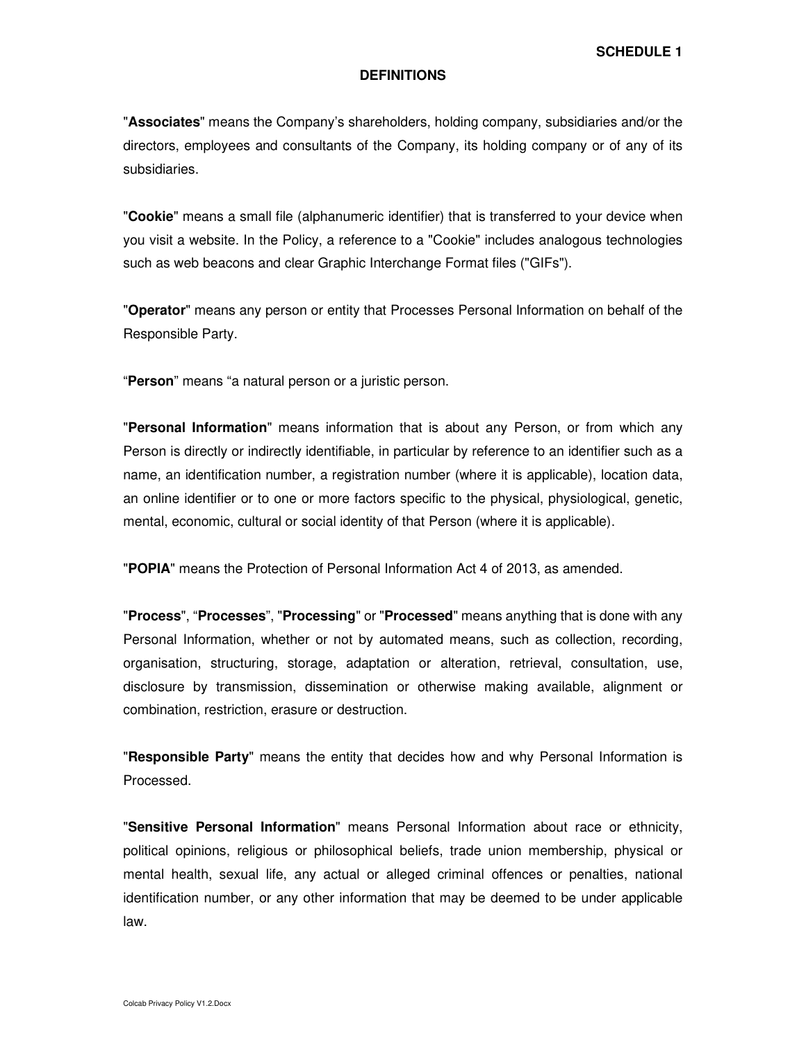**SCHEDULE 1**

## DEFINITIONS

"**Associates**" means the Company's shareholders, holding company, subsidiaries and/or the directors, employees and consultants of the Company, its holding company or of any of its subsidiaries.

"**Cookie**" means a small file (alphanumeric identifier) that is transferred to your device when you visit a website. In the Policy, a reference to a "Cookie" includes analogous technologies such as web beacons and clear Graphic Interchange Format files ("GIFs").

"**Operator**" means any person or entity that Processes Personal Information on behalf of the Responsible Party.

"**Person**" means "a natural person or a juristic person.

"**Personal Information**" means information that is about any Person, or from which any Person is directly or indirectly identifiable, in particular by reference to an identifier such as a name, an identification number, a registration number (where it is applicable), location data, an online identifier or to one or more factors specific to the physical, physiological, genetic, mental, economic, cultural or social identity of that Person (where it is applicable).

"**POPIA**" means the Protection of Personal Information Act 4 of 2013, as amended.

"**Process**", "**Processes**", "**Processing**" or "**Processed**" means anything that is done with any Personal Information, whether or not by automated means, such as collection, recording, organisation, structuring, storage, adaptation or alteration, retrieval, consultation, use, disclosure by transmission, dissemination or otherwise making available, alignment or combination, restriction, erasure or destruction.

"**Responsible Party**" means the entity that decides how and why Personal Information is Processed.

"**Sensitive Personal Information**" means Personal Information about race or ethnicity, political opinions, religious or philosophical beliefs, trade union membership, physical or mental health, sexual life, any actual or alleged criminal offences or penalties, national identification number, or any other information that may be deemed to be under applicable law.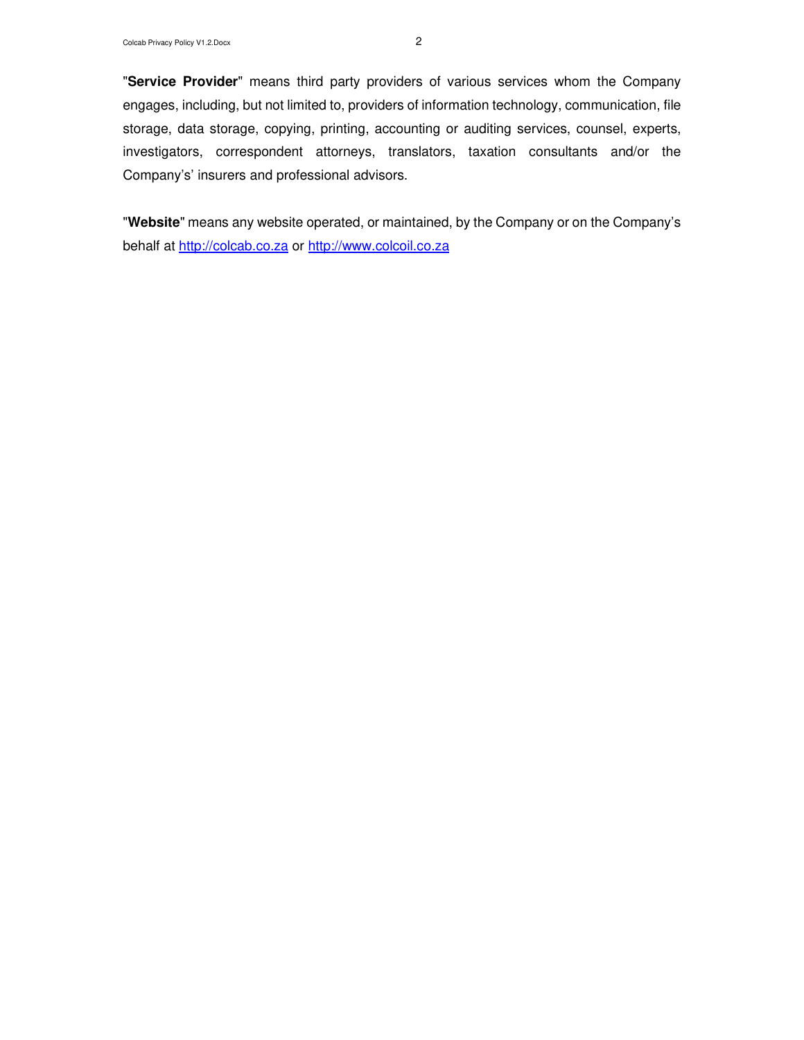"**Service Provider**" means third party providers of various services whom the Company engages, including, but not limited to, providers of information technology, communication, file storage, data storage, copying, printing, accounting or auditing services, counsel, experts, investigators, correspondent attorneys, translators, taxation consultants and/or the Company's' insurers and professional advisors.

"**Website**" means any website operated, or maintained, by the Company or on the Company's behalf at [http://colcab.co.za](http://colcab.co.za) or [http://www.colcoil.co.za](http://www.colcoil.co.za)